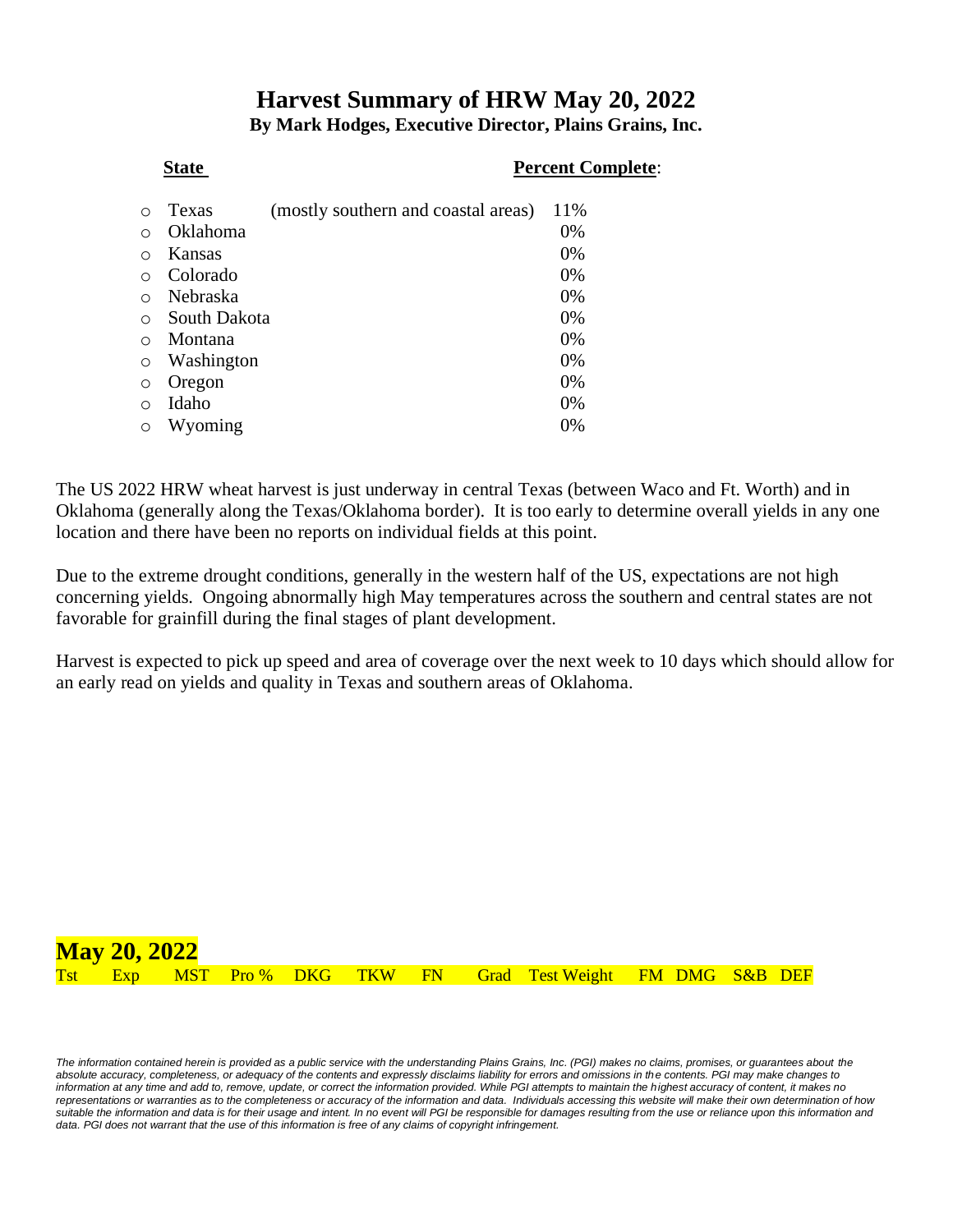# Harvest Summary of HRW May 20, 2022

**By Mark Hodges, Executive Director, Plains Grains, Inc.**

| **State** | | **Percent Complete**: |
|---|---|---|
| Texas | (mostly southern and coastal areas) | 11% |
| Oklahoma | | 0% |
| Kansas | | 0% |
| Colorado | | 0% |
| Nebraska | | 0% |
| South Dakota | | 0% |
| Montana | | 0% |
| Washington | | 0% |
| Oregon | | 0% |
| Idaho | | 0% |
| Wyoming | | 0% |

The US 2022 HRW wheat harvest is just underway in central Texas (between Waco and Ft. Worth) and in Oklahoma (generally along the Texas/Oklahoma border). It is too early to determine overall yields in any one location and there have been no reports on individual fields at this point.

Due to the extreme drought conditions, generally in the western half of the US, expectations are not high concerning yields. Ongoing abnormally high May temperatures across the southern and central states are not favorable for grainfill during the final stages of plant development.

Harvest is expected to pick up speed and area of coverage over the next week to 10 days which should allow for an early read on yields and quality in Texas and southern areas of Oklahoma.

**May 20, 2022**

| Tst | Exp | MST | Pro % | DKG | TKW | FN | Grad | Test Weight | FM | DMG | S&B | DEF |
|---|---|---|---|---|---|---|---|---|---|---|---|---|

*The information contained herein is provided as a public service with the understanding Plains Grains, Inc. (PGI) makes no claims, promises, or guarantees about the absolute accuracy, completeness, or adequacy of the contents and expressly disclaims liability for errors and omissions in the contents. PGI may make changes to information at any time and add to, remove, update, or correct the information provided. While PGI attempts to maintain the highest accuracy of content, it makes no representations or warranties as to the completeness or accuracy of the information and data. Individuals accessing this website will make their own determination of how suitable the information and data is for their usage and intent. In no event will PGI be responsible for damages resulting from the use or reliance upon this information and data. PGI does not warrant that the use of this information is free of any claims of copyright infringement.*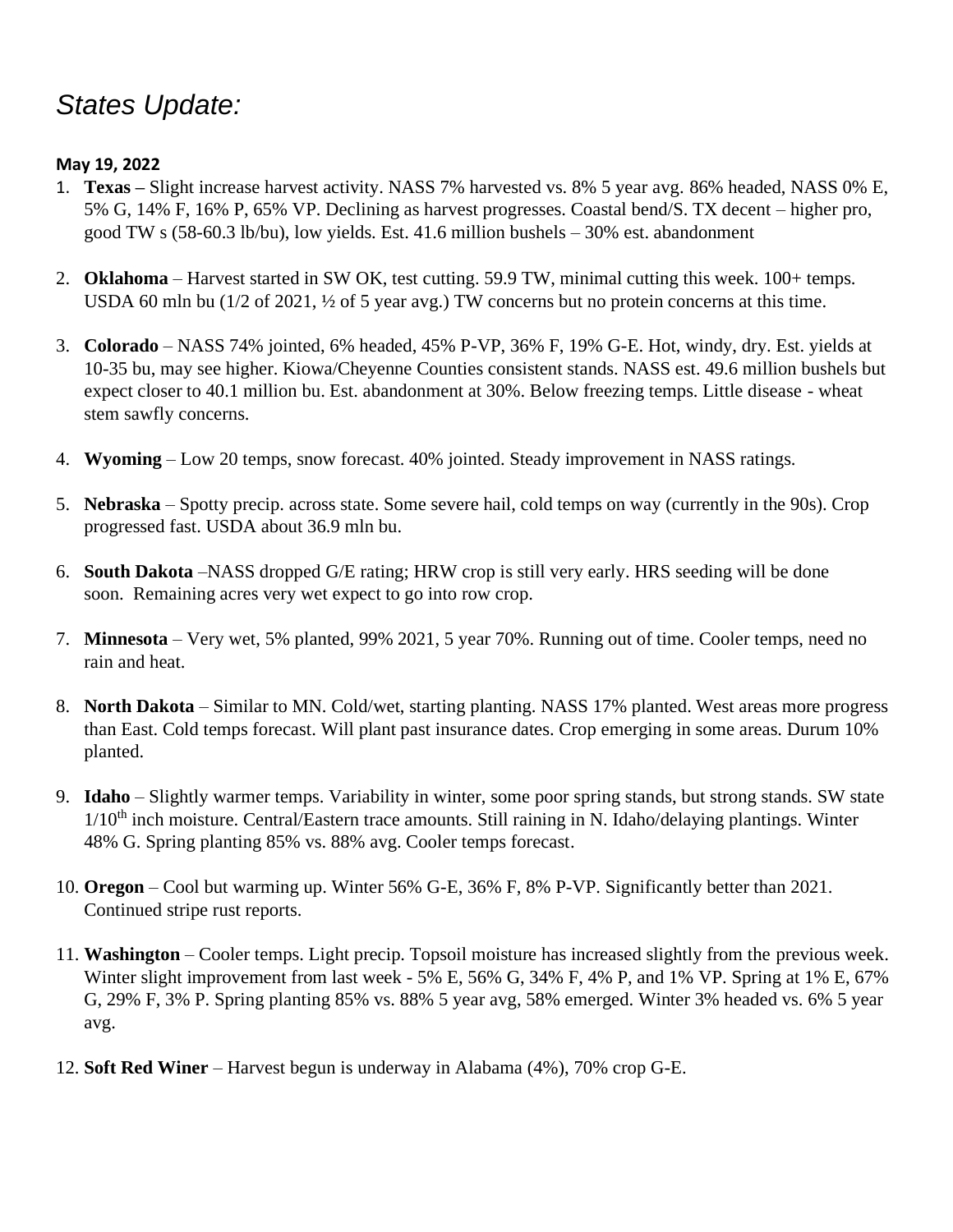# *States Update:*

**May 19, 2022**

1. **Texas –** Slight increase harvest activity. NASS 7% harvested vs. 8% 5 year avg. 86% headed, NASS 0% E, 5% G, 14% F, 16% P, 65% VP. Declining as harvest progresses. Coastal bend/S. TX decent – higher pro, good TW s (58-60.3 lb/bu), low yields. Est. 41.6 million bushels – 30% est. abandonment

2. **Oklahoma** – Harvest started in SW OK, test cutting. 59.9 TW, minimal cutting this week. 100+ temps. USDA 60 mln bu (1/2 of 2021, ½ of 5 year avg.) TW concerns but no protein concerns at this time.

3. **Colorado** – NASS 74% jointed, 6% headed, 45% P-VP, 36% F, 19% G-E. Hot, windy, dry. Est. yields at 10-35 bu, may see higher. Kiowa/Cheyenne Counties consistent stands. NASS est. 49.6 million bushels but expect closer to 40.1 million bu. Est. abandonment at 30%. Below freezing temps. Little disease - wheat stem sawfly concerns.

4. **Wyoming** – Low 20 temps, snow forecast. 40% jointed. Steady improvement in NASS ratings.

5. **Nebraska** – Spotty precip. across state. Some severe hail, cold temps on way (currently in the 90s). Crop progressed fast. USDA about 36.9 mln bu.

6. **South Dakota** –NASS dropped G/E rating; HRW crop is still very early. HRS seeding will be done soon. Remaining acres very wet expect to go into row crop.

7. **Minnesota** – Very wet, 5% planted, 99% 2021, 5 year 70%. Running out of time. Cooler temps, need no rain and heat.

8. **North Dakota** – Similar to MN. Cold/wet, starting planting. NASS 17% planted. West areas more progress than East. Cold temps forecast. Will plant past insurance dates. Crop emerging in some areas. Durum 10% planted.

9. **Idaho** – Slightly warmer temps. Variability in winter, some poor spring stands, but strong stands. SW state 1/10th inch moisture. Central/Eastern trace amounts. Still raining in N. Idaho/delaying plantings. Winter 48% G. Spring planting 85% vs. 88% avg. Cooler temps forecast.

10. **Oregon** – Cool but warming up. Winter 56% G-E, 36% F, 8% P-VP. Significantly better than 2021. Continued stripe rust reports.

11. **Washington** – Cooler temps. Light precip. Topsoil moisture has increased slightly from the previous week. Winter slight improvement from last week - 5% E, 56% G, 34% F, 4% P, and 1% VP. Spring at 1% E, 67% G, 29% F, 3% P. Spring planting 85% vs. 88% 5 year avg, 58% emerged. Winter 3% headed vs. 6% 5 year avg.

12. **Soft Red Winer** – Harvest begun is underway in Alabama (4%), 70% crop G-E.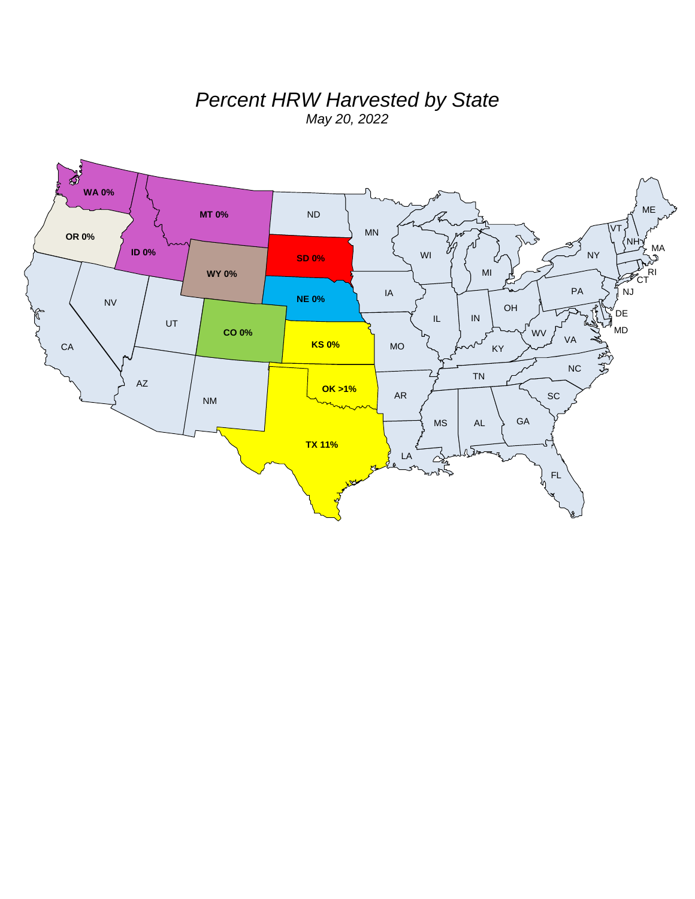*Percent HRW Harvested by State*

*May 20, 2022*

WA 0%
OR 0%
MT 0%
ID 0%
WY 0%
SD 0%
NE 0%
CO 0%
KS 0%
OK >1%
TX 11%

ND
MN
WI
MI
IA
IL
IN
OH
PA
NY
ME
VT
NH
MA
RI
CT
NJ
DE
MD
WV
VA
KY
NC
TN
SC
GA
AL
MS
LA
AR
MO
FL
NV
CA
UT
AZ
NM